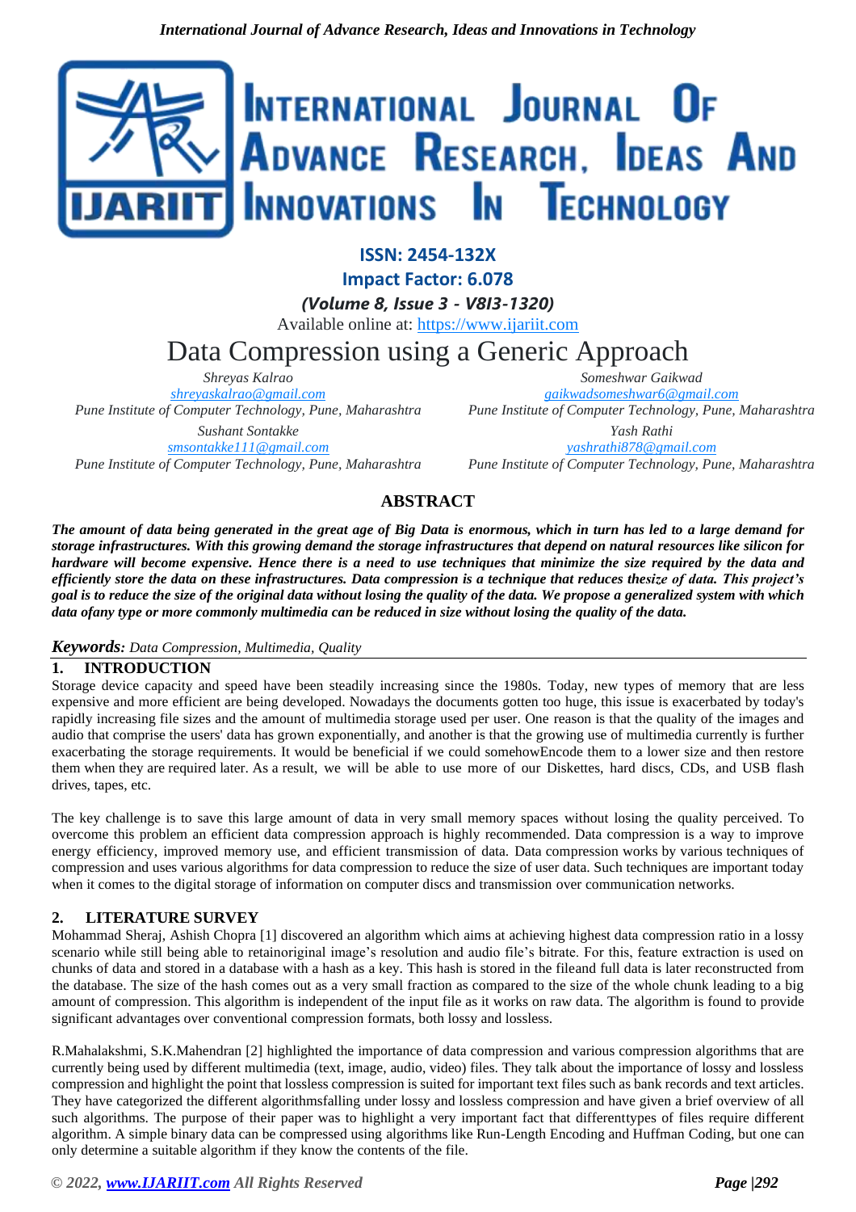**ISSN: 2454-132X**

**Impact Factor: 6.078**

***(Volume 8, Issue 3 - V8I3-1320)***

Available online at: https://www.ijariit.com

# Data Compression using a Generic Approach

*Shreyas Kalrao*
shreyaskalrao@gmail.com
*Pune Institute of Computer Technology, Pune, Maharashtra*

*Someshwar Gaikwad*
gaikwadsomeshwar6@gmail.com
*Pune Institute of Computer Technology, Pune, Maharashtra*

*Sushant Sontakke*
smsontakke111@gmail.com
*Pune Institute of Computer Technology, Pune, Maharashtra*

*Yash Rathi*
yashrathi878@gmail.com
*Pune Institute of Computer Technology, Pune, Maharashtra*

## ABSTRACT

***The amount of data being generated in the great age of Big Data is enormous, which in turn has led to a large demand for storage infrastructures. With this growing demand the storage infrastructures that depend on natural resources like silicon for hardware will become expensive. Hence there is a need to use techniques that minimize the size required by the data and efficiently store the data on these infrastructures. Data compression is a technique that reduces thesize of data. This project's goal is to reduce the size of the original data without losing the quality of the data. We propose a generalized system with which data ofany type or more commonly multimedia can be reduced in size without losing the quality of the data.***

***Keywords:*** *Data Compression, Multimedia, Quality*

## 1. INTRODUCTION

Storage device capacity and speed have been steadily increasing since the 1980s. Today, new types of memory that are less expensive and more efficient are being developed. Nowadays the documents gotten too huge, this issue is exacerbated by today's rapidly increasing file sizes and the amount of multimedia storage used per user. One reason is that the quality of the images and audio that comprise the users' data has grown exponentially, and another is that the growing use of multimedia currently is further exacerbating the storage requirements. It would be beneficial if we could somehowEncode them to a lower size and then restore them when they are required later. As a result, we will be able to use more of our Diskettes, hard discs, CDs, and USB flash drives, tapes, etc.

The key challenge is to save this large amount of data in very small memory spaces without losing the quality perceived. To overcome this problem an efficient data compression approach is highly recommended. Data compression is a way to improve energy efficiency, improved memory use, and efficient transmission of data. Data compression works by various techniques of compression and uses various algorithms for data compression to reduce the size of user data. Such techniques are important today when it comes to the digital storage of information on computer discs and transmission over communication networks.

## 2. LITERATURE SURVEY

Mohammad Sheraj, Ashish Chopra [1] discovered an algorithm which aims at achieving highest data compression ratio in a lossy scenario while still being able to retainoriginal image's resolution and audio file's bitrate. For this, feature extraction is used on chunks of data and stored in a database with a hash as a key. This hash is stored in the fileand full data is later reconstructed from the database. The size of the hash comes out as a very small fraction as compared to the size of the whole chunk leading to a big amount of compression. This algorithm is independent of the input file as it works on raw data. The algorithm is found to provide significant advantages over conventional compression formats, both lossy and lossless.

R.Mahalakshmi, S.K.Mahendran [2] highlighted the importance of data compression and various compression algorithms that are currently being used by different multimedia (text, image, audio, video) files. They talk about the importance of lossy and lossless compression and highlight the point that lossless compression is suited for important text files such as bank records and text articles. They have categorized the different algorithmsfalling under lossy and lossless compression and have given a brief overview of all such algorithms. The purpose of their paper was to highlight a very important fact that differenttypes of files require different algorithm. A simple binary data can be compressed using algorithms like Run-Length Encoding and Huffman Coding, but one can only determine a suitable algorithm if they know the contents of the file.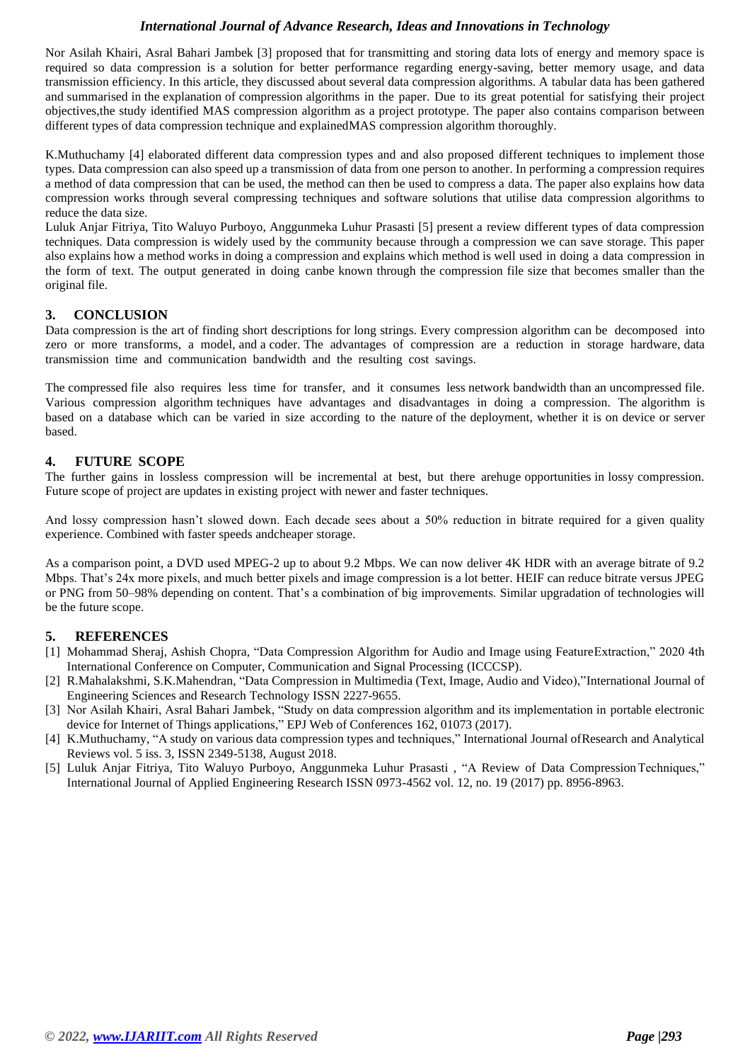Nor Asilah Khairi, Asral Bahari Jambek [3] proposed that for transmitting and storing data lots of energy and memory space is required so data compression is a solution for better performance regarding energy-saving, better memory usage, and data transmission efficiency. In this article, they discussed about several data compression algorithms. A tabular data has been gathered and summarised in the explanation of compression algorithms in the paper. Due to its great potential for satisfying their project objectives,the study identified MAS compression algorithm as a project prototype. The paper also contains comparison between different types of data compression technique and explainedMAS compression algorithm thoroughly.

K.Muthuchamy [4] elaborated different data compression types and and also proposed different techniques to implement those types. Data compression can also speed up a transmission of data from one person to another. In performing a compression requires a method of data compression that can be used, the method can then be used to compress a data. The paper also explains how data compression works through several compressing techniques and software solutions that utilise data compression algorithms to reduce the data size.

Luluk Anjar Fitriya, Tito Waluyo Purboyo, Anggunmeka Luhur Prasasti [5] present a review different types of data compression techniques. Data compression is widely used by the community because through a compression we can save storage. This paper also explains how a method works in doing a compression and explains which method is well used in doing a data compression in the form of text. The output generated in doing canbe known through the compression file size that becomes smaller than the original file.

## 3. CONCLUSION

Data compression is the art of finding short descriptions for long strings. Every compression algorithm can be decomposed into zero or more transforms, a model, and a coder. The advantages of compression are a reduction in storage hardware, data transmission time and communication bandwidth and the resulting cost savings.

The compressed file also requires less time for transfer, and it consumes less network bandwidth than an uncompressed file. Various compression algorithm techniques have advantages and disadvantages in doing a compression. The algorithm is based on a database which can be varied in size according to the nature of the deployment, whether it is on device or server based.

## 4. FUTURE SCOPE

The further gains in lossless compression will be incremental at best, but there arehuge opportunities in lossy compression. Future scope of project are updates in existing project with newer and faster techniques.

And lossy compression hasn't slowed down. Each decade sees about a 50% reduction in bitrate required for a given quality experience. Combined with faster speeds andcheaper storage.

As a comparison point, a DVD used MPEG-2 up to about 9.2 Mbps. We can now deliver 4K HDR with an average bitrate of 9.2 Mbps. That's 24x more pixels, and much better pixels and image compression is a lot better. HEIF can reduce bitrate versus JPEG or PNG from 50–98% depending on content. That's a combination of big improvements. Similar upgradation of technologies will be the future scope.

## 5. REFERENCES

[1] Mohammad Sheraj, Ashish Chopra, "Data Compression Algorithm for Audio and Image using FeatureExtraction," 2020 4th International Conference on Computer, Communication and Signal Processing (ICCCSP).

[2] R.Mahalakshmi, S.K.Mahendran, "Data Compression in Multimedia (Text, Image, Audio and Video),"International Journal of Engineering Sciences and Research Technology ISSN 2227-9655.

[3] Nor Asilah Khairi, Asral Bahari Jambek, "Study on data compression algorithm and its implementation in portable electronic device for Internet of Things applications," EPJ Web of Conferences 162, 01073 (2017).

[4] K.Muthuchamy, "A study on various data compression types and techniques," International Journal ofResearch and Analytical Reviews vol. 5 iss. 3, ISSN 2349-5138, August 2018.

[5] Luluk Anjar Fitriya, Tito Waluyo Purboyo, Anggunmeka Luhur Prasasti , "A Review of Data CompressionTechniques," International Journal of Applied Engineering Research ISSN 0973-4562 vol. 12, no. 19 (2017) pp. 8956-8963.